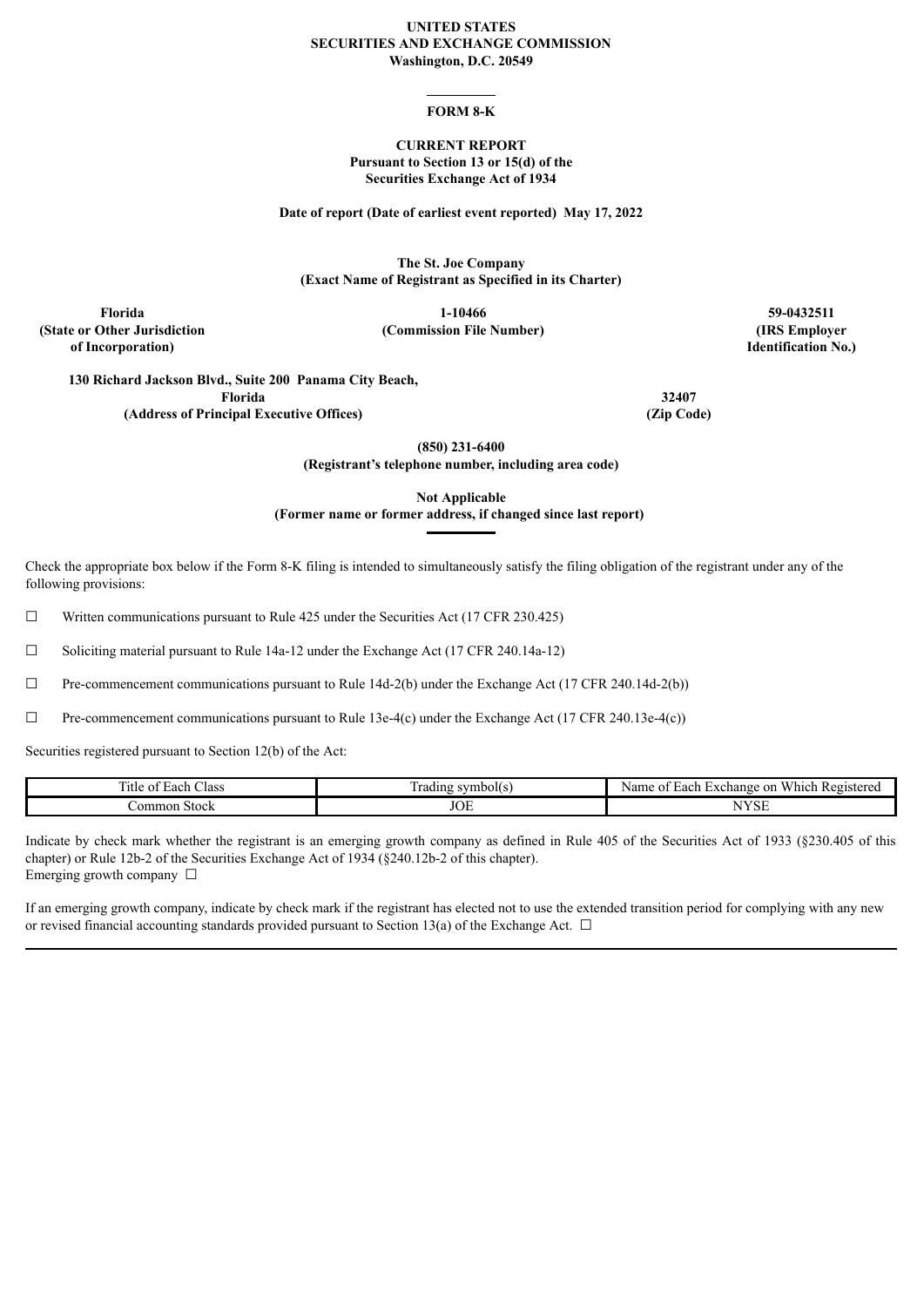**UNITED STATES**
**SECURITIES AND EXCHANGE COMMISSION**
**Washington, D.C. 20549**

---

# FORM 8-K

**CURRENT REPORT**
**Pursuant to Section 13 or 15(d) of the**
**Securities Exchange Act of 1934**

**Date of report (Date of earliest event reported) May 17, 2022**

**The St. Joe Company**
**(Exact Name of Registrant as Specified in its Charter)**

| | | |
|---|---|---|
| **Florida** | **1-10466** | **59-0432511** |
| **(State or Other Jurisdiction of Incorporation)** | **(Commission File Number)** | **(IRS Employer Identification No.)** |

| | |
|---|---|
| **130 Richard Jackson Blvd., Suite 200 Panama City Beach, Florida** | **32407** |
| **(Address of Principal Executive Offices)** | **(Zip Code)** |

**(850) 231-6400**
**(Registrant's telephone number, including area code)**

**Not Applicable**
**(Former name or former address, if changed since last report)**

---

Check the appropriate box below if the Form 8-K filing is intended to simultaneously satisfy the filing obligation of the registrant under any of the following provisions:

☐ Written communications pursuant to Rule 425 under the Securities Act (17 CFR 230.425)

☐ Soliciting material pursuant to Rule 14a-12 under the Exchange Act (17 CFR 240.14a-12)

☐ Pre-commencement communications pursuant to Rule 14d-2(b) under the Exchange Act (17 CFR 240.14d-2(b))

☐ Pre-commencement communications pursuant to Rule 13e-4(c) under the Exchange Act (17 CFR 240.13e-4(c))

Securities registered pursuant to Section 12(b) of the Act:

| Title of Each Class | Trading symbol(s) | Name of Each Exchange on Which Registered |
|---|---|---|
| Common Stock | JOE | NYSE |

Indicate by check mark whether the registrant is an emerging growth company as defined in Rule 405 of the Securities Act of 1933 (§230.405 of this chapter) or Rule 12b-2 of the Securities Exchange Act of 1934 (§240.12b-2 of this chapter).
Emerging growth company ☐

If an emerging growth company, indicate by check mark if the registrant has elected not to use the extended transition period for complying with any new or revised financial accounting standards provided pursuant to Section 13(a) of the Exchange Act. ☐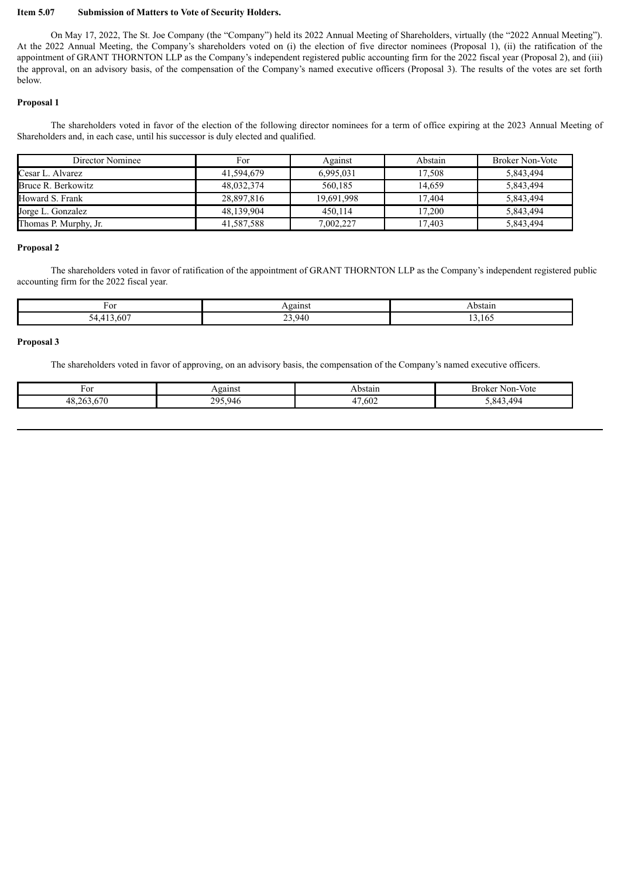**Item 5.07 Submission of Matters to Vote of Security Holders.**

On May 17, 2022, The St. Joe Company (the "Company") held its 2022 Annual Meeting of Shareholders, virtually (the "2022 Annual Meeting"). At the 2022 Annual Meeting, the Company's shareholders voted on (i) the election of five director nominees (Proposal 1), (ii) the ratification of the appointment of GRANT THORNTON LLP as the Company's independent registered public accounting firm for the 2022 fiscal year (Proposal 2), and (iii) the approval, on an advisory basis, of the compensation of the Company's named executive officers (Proposal 3). The results of the votes are set forth below.

**Proposal 1**

The shareholders voted in favor of the election of the following director nominees for a term of office expiring at the 2023 Annual Meeting of Shareholders and, in each case, until his successor is duly elected and qualified.

| Director Nominee | For | Against | Abstain | Broker Non-Vote |
|---|---|---|---|---|
| Cesar L. Alvarez | 41,594,679 | 6,995,031 | 17,508 | 5,843,494 |
| Bruce R. Berkowitz | 48,032,374 | 560,185 | 14,659 | 5,843,494 |
| Howard S. Frank | 28,897,816 | 19,691,998 | 17,404 | 5,843,494 |
| Jorge L. Gonzalez | 48,139,904 | 450,114 | 17,200 | 5,843,494 |
| Thomas P. Murphy, Jr. | 41,587,588 | 7,002,227 | 17,403 | 5,843,494 |

**Proposal 2**

The shareholders voted in favor of ratification of the appointment of GRANT THORNTON LLP as the Company's independent registered public accounting firm for the 2022 fiscal year.

| For | Against | Abstain |
|---|---|---|
| 54,413,607 | 23,940 | 13,165 |

**Proposal 3**

The shareholders voted in favor of approving, on an advisory basis, the compensation of the Company's named executive officers.

| For | Against | Abstain | Broker Non-Vote |
|---|---|---|---|
| 48,263,670 | 295,946 | 47,602 | 5,843,494 |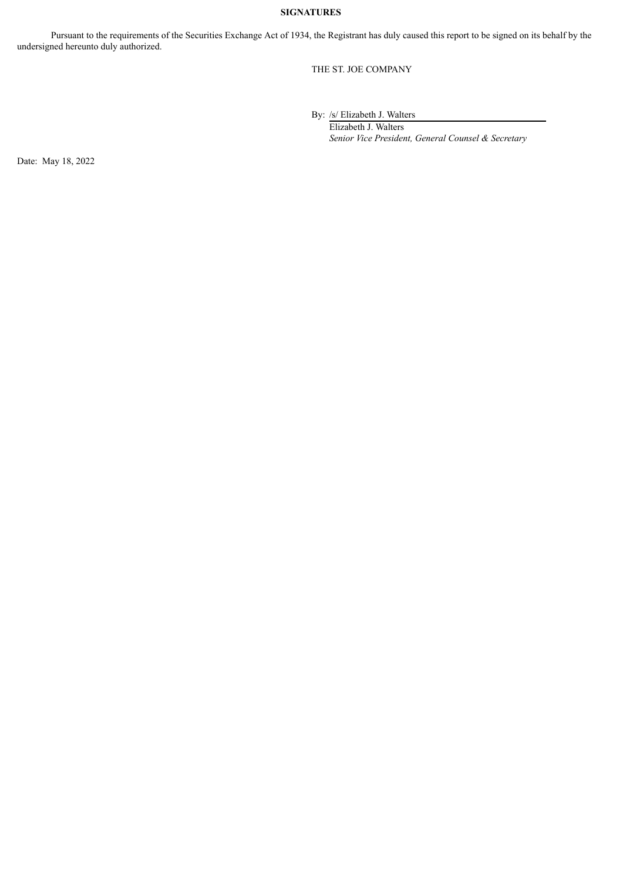**SIGNATURES**

Pursuant to the requirements of the Securities Exchange Act of 1934, the Registrant has duly caused this report to be signed on its behalf by the undersigned hereunto duly authorized.

THE ST. JOE COMPANY

By: /s/ Elizabeth J. Walters

Elizabeth J. Walters

*Senior Vice President, General Counsel & Secretary*

Date: May 18, 2022